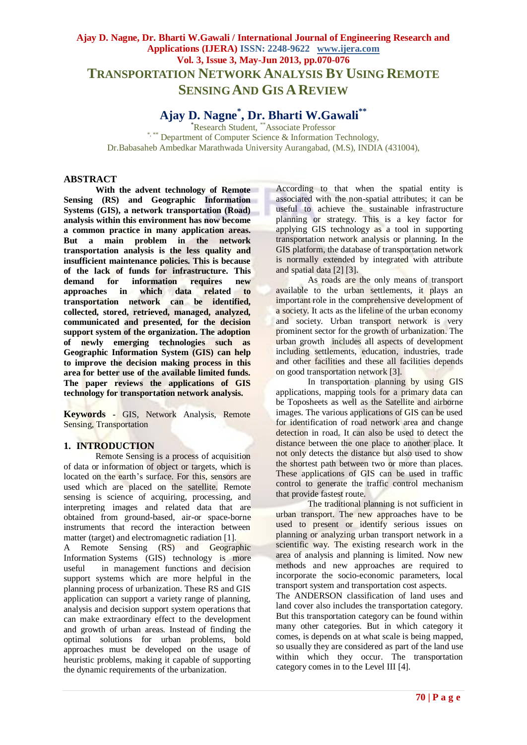# TRANSPORTATION NETWORK ANALYSIS BY USING REMOTE SENSING AND GIS A REVIEW

## Ajay D. Nagne*, Dr. Bharti W.Gawali**

*Research Student, **Associate Professor

*, ** Department of Computer Science & Information Technology,
Dr.Babasaheb Ambedkar Marathwada University Aurangabad, (M.S), INDIA (431004),

## ABSTRACT

**With the advent technology of Remote Sensing (RS) and Geographic Information Systems (GIS), a network transportation (Road) analysis within this environment has now become a common practice in many application areas. But a main problem in the network transportation analysis is the less quality and insufficient maintenance policies. This is because of the lack of funds for infrastructure. This demand for information requires new approaches in which data related to transportation network can be identified, collected, stored, retrieved, managed, analyzed, communicated and presented, for the decision support system of the organization. The adoption of newly emerging technologies such as Geographic Information System (GIS) can help to improve the decision making process in this area for better use of the available limited funds. The paper reviews the applications of GIS technology for transportation network analysis.**

**Keywords** - GIS, Network Analysis, Remote Sensing, Transportation

## 1. INTRODUCTION

Remote Sensing is a process of acquisition of data or information of object or targets, which is located on the earth's surface. For this, sensors are used which are placed on the satellite. Remote sensing is science of acquiring, processing, and interpreting images and related data that are obtained from ground-based, air-or space-borne instruments that record the interaction between matter (target) and electromagnetic radiation [1].

A Remote Sensing (RS) and Geographic Information Systems (GIS) technology is more useful in management functions and decision support systems which are more helpful in the planning process of urbanization. These RS and GIS application can support a variety range of planning, analysis and decision support system operations that can make extraordinary effect to the development and growth of urban areas. Instead of finding the optimal solutions for urban problems, bold approaches must be developed on the usage of heuristic problems, making it capable of supporting the dynamic requirements of the urbanization.

According to that when the spatial entity is associated with the non-spatial attributes; it can be useful to achieve the sustainable infrastructure planning or strategy. This is a key factor for applying GIS technology as a tool in supporting transportation network analysis or planning. In the GIS platform, the database of transportation network is normally extended by integrated with attribute and spatial data [2] [3].

As roads are the only means of transport available to the urban settlements, it plays an important role in the comprehensive development of a society. It acts as the lifeline of the urban economy and society. Urban transport network is very prominent sector for the growth of urbanization. The urban growth includes all aspects of development including settlements, education, industries, trade and other facilities and these all facilities depends on good transportation network [3].

In transportation planning by using GIS applications, mapping tools for a primary data can be Toposheets as well as the Satellite and airborne images. The various applications of GIS can be used for identification of road network area and change detection in road. It can also be used to detect the distance between the one place to another place. It not only detects the distance but also used to show the shortest path between two or more than places. These applications of GIS can be used in traffic control to generate the traffic control mechanism that provide fastest route.

The traditional planning is not sufficient in urban transport. The new approaches have to be used to present or identify serious issues on planning or analyzing urban transport network in a scientific way. The existing research work in the area of analysis and planning is limited. Now new methods and new approaches are required to incorporate the socio-economic parameters, local transport system and transportation cost aspects.

The ANDERSON classification of land uses and land cover also includes the transportation category. But this transportation category can be found within many other categories. But in which category it comes, is depends on at what scale is being mapped, so usually they are considered as part of the land use within which they occur. The transportation category comes in to the Level III [4].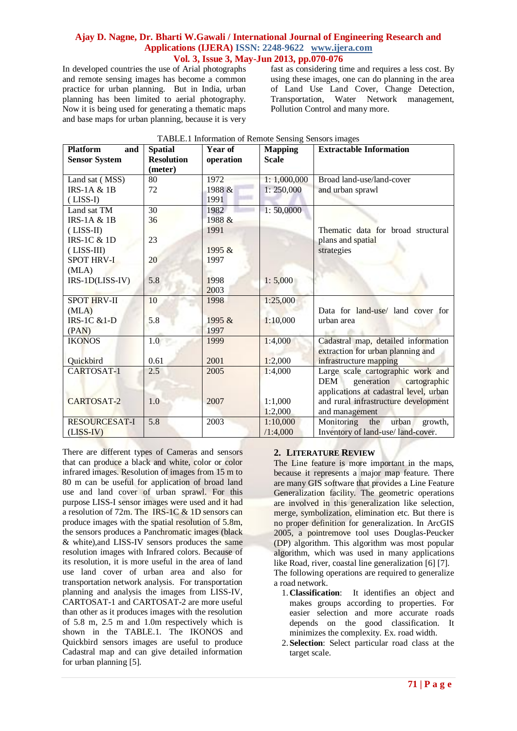In developed countries the use of Arial photographs and remote sensing images has become a common practice for urban planning. But in India, urban planning has been limited to aerial photography. Now it is being used for generating a thematic maps and base maps for urban planning, because it is very fast as considering time and requires a less cost. By using these images, one can do planning in the area of Land Use Land Cover, Change Detection, Transportation, Water Network management, Pollution Control and many more.

TABLE.1 Information of Remote Sensing Sensors images

| Platform and Sensor System | Spatial Resolution (meter) | Year of operation | Mapping Scale | Extractable Information |
|---|---|---|---|---|
| Land sat ( MSS)<br>IRS-1A & 1B ( LISS-I) | 80<br>72 | 1972<br>1988 & 1991 | 1: 1,000,000<br>1: 250,000 | Broad land-use/land-cover and urban sprawl |
| Land sat TM<br>IRS-1A & 1B ( LISS-II)<br>IRS-1C & 1D ( LISS-III)<br>SPOT HRV-I (MLA)<br>IRS-1D(LISS-IV) | 30<br>36<br>23<br>20<br>5.8 | 1982<br>1988 & 1991<br>1995 & 1997<br>1998<br>2003 | 1: 50,0000<br>1: 5,000 | Thematic data for broad structural plans and spatial strategies |
| SPOT HRV-II (MLA)<br>IRS-1C &1-D (PAN) | 10<br>5.8 | 1998<br>1995 & 1997 | 1:25,000<br>1:10,000 | Data for land-use/ land cover for urban area |
| IKONOS<br>Quickbird | 1.0<br>0.61 | 1999<br>2001 | 1:4,000<br>1:2,000 | Cadastral map, detailed information extraction for urban planning and infrastructure mapping |
| CARTOSAT-1<br>CARTOSAT-2 | 2.5<br>1.0 | 2005<br>2007 | 1:4,000<br>1:1,000<br>1:2,000 | Large scale cartographic work and DEM generation cartographic applications at cadastral level, urban and rural infrastructure development and management |
| RESOURCESAT-I (LISS-IV) | 5.8 | 2003 | 1:10,000 /1:4,000 | Monitoring the urban growth, Inventory of land-use/ land-cover. |

There are different types of Cameras and sensors that can produce a black and white, color or color infrared images. Resolution of images from 15 m to 80 m can be useful for application of broad land use and land cover of urban sprawl. For this purpose LISS-I sensor images were used and it had a resolution of 72m. The IRS-1C & 1D sensors can produce images with the spatial resolution of 5.8m, the sensors produces a Panchromatic images (black & white),and LISS-IV sensors produces the same resolution images with Infrared colors. Because of its resolution, it is more useful in the area of land use land cover of urban area and also for transportation network analysis. For transportation planning and analysis the images from LISS-IV, CARTOSAT-1 and CARTOSAT-2 are more useful than other as it produces images with the resolution of 5.8 m, 2.5 m and 1.0m respectively which is shown in the TABLE.1. The IKONOS and Quickbird sensors images are useful to produce Cadastral map and can give detailed information for urban planning [5].

## 2. Literature Review

The Line feature is more important in the maps, because it represents a major map feature. There are many GIS software that provides a Line Feature Generalization facility. The geometric operations are involved in this generalization like selection, merge, symbolization, elimination etc. But there is no proper definition for generalization. In ArcGIS 2005, a pointremove tool uses Douglas-Peucker (DP) algorithm. This algorithm was most popular algorithm, which was used in many applications like Road, river, coastal line generalization [6] [7].

The following operations are required to generalize a road network.

1. **Classification**: It identifies an object and makes groups according to properties. For easier selection and more accurate roads depends on the good classification. It minimizes the complexity. Ex. road width.
2. **Selection**: Select particular road class at the target scale.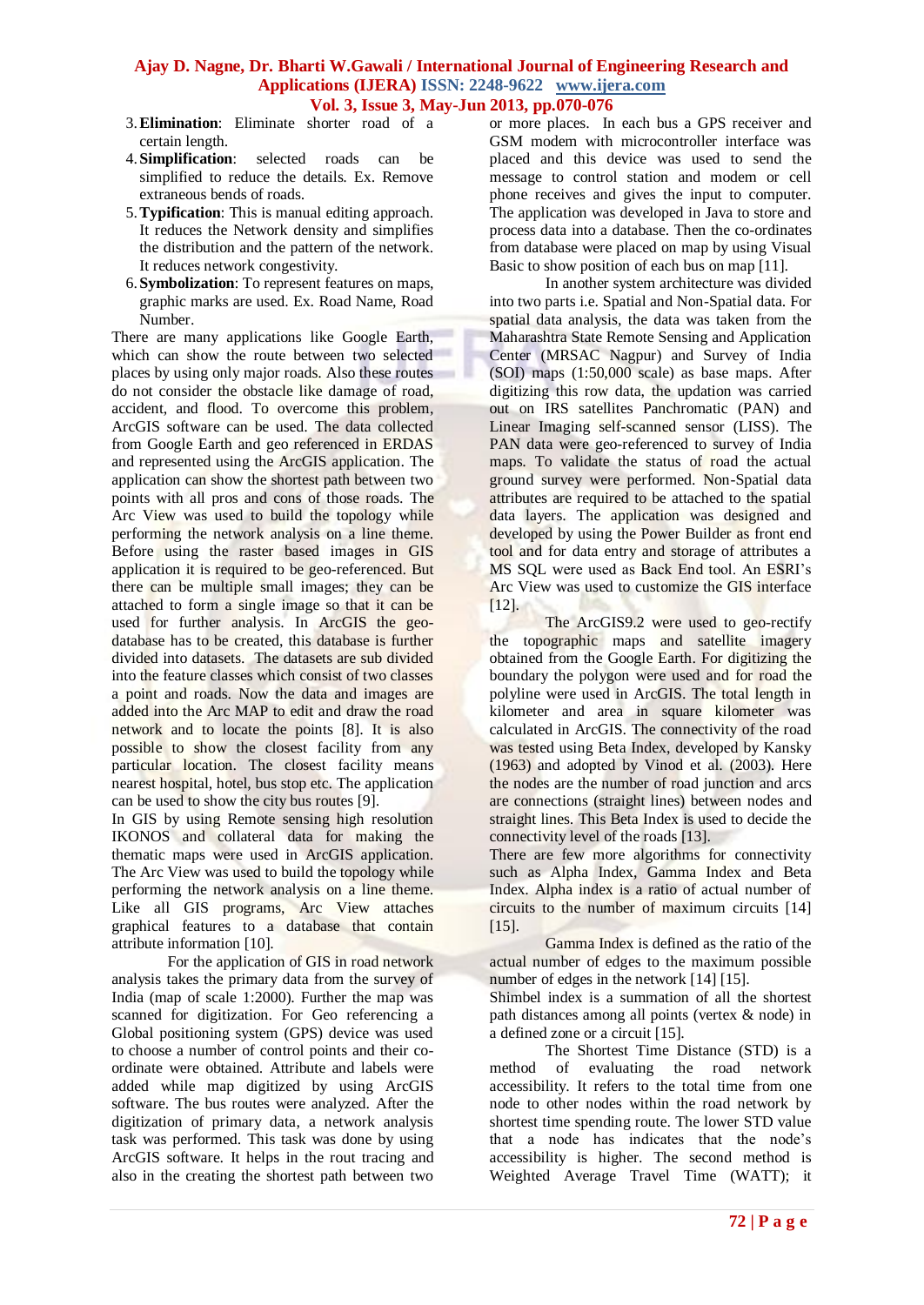3. **Elimination**: Eliminate shorter road of a certain length.
4. **Simplification**: selected roads can be simplified to reduce the details. Ex. Remove extraneous bends of roads.
5. **Typification**: This is manual editing approach. It reduces the Network density and simplifies the distribution and the pattern of the network. It reduces network congestivity.
6. **Symbolization**: To represent features on maps, graphic marks are used. Ex. Road Name, Road Number.

There are many applications like Google Earth, which can show the route between two selected places by using only major roads. Also these routes do not consider the obstacle like damage of road, accident, and flood. To overcome this problem, ArcGIS software can be used. The data collected from Google Earth and geo referenced in ERDAS and represented using the ArcGIS application. The application can show the shortest path between two points with all pros and cons of those roads. The Arc View was used to build the topology while performing the network analysis on a line theme. Before using the raster based images in GIS application it is required to be geo-referenced. But there can be multiple small images; they can be attached to form a single image so that it can be used for further analysis. In ArcGIS the geo-database has to be created, this database is further divided into datasets. The datasets are sub divided into the feature classes which consist of two classes a point and roads. Now the data and images are added into the Arc MAP to edit and draw the road network and to locate the points [8]. It is also possible to show the closest facility from any particular location. The closest facility means nearest hospital, hotel, bus stop etc. The application can be used to show the city bus routes [9].

In GIS by using Remote sensing high resolution IKONOS and collateral data for making the thematic maps were used in ArcGIS application. The Arc View was used to build the topology while performing the network analysis on a line theme. Like all GIS programs, Arc View attaches graphical features to a database that contain attribute information [10].

For the application of GIS in road network analysis takes the primary data from the survey of India (map of scale 1:2000). Further the map was scanned for digitization. For Geo referencing a Global positioning system (GPS) device was used to choose a number of control points and their co-ordinate were obtained. Attribute and labels were added while map digitized by using ArcGIS software. The bus routes were analyzed. After the digitization of primary data, a network analysis task was performed. This task was done by using ArcGIS software. It helps in the rout tracing and also in the creating the shortest path between two or more places. In each bus a GPS receiver and GSM modem with microcontroller interface was placed and this device was used to send the message to control station and modem or cell phone receives and gives the input to computer. The application was developed in Java to store and process data into a database. Then the co-ordinates from database were placed on map by using Visual Basic to show position of each bus on map [11].

In another system architecture was divided into two parts i.e. Spatial and Non-Spatial data. For spatial data analysis, the data was taken from the Maharashtra State Remote Sensing and Application Center (MRSAC Nagpur) and Survey of India (SOI) maps (1:50,000 scale) as base maps. After digitizing this row data, the updation was carried out on IRS satellites Panchromatic (PAN) and Linear Imaging self-scanned sensor (LISS). The PAN data were geo-referenced to survey of India maps. To validate the status of road the actual ground survey were performed. Non-Spatial data attributes are required to be attached to the spatial data layers. The application was designed and developed by using the Power Builder as front end tool and for data entry and storage of attributes a MS SQL were used as Back End tool. An ESRI's Arc View was used to customize the GIS interface [12].

The ArcGIS9.2 were used to geo-rectify the topographic maps and satellite imagery obtained from the Google Earth. For digitizing the boundary the polygon were used and for road the polyline were used in ArcGIS. The total length in kilometer and area in square kilometer was calculated in ArcGIS. The connectivity of the road was tested using Beta Index, developed by Kansky (1963) and adopted by Vinod et al. (2003). Here the nodes are the number of road junction and arcs are connections (straight lines) between nodes and straight lines. This Beta Index is used to decide the connectivity level of the roads [13].

There are few more algorithms for connectivity such as Alpha Index, Gamma Index and Beta Index. Alpha index is a ratio of actual number of circuits to the number of maximum circuits [14] [15].

Gamma Index is defined as the ratio of the actual number of edges to the maximum possible number of edges in the network [14] [15].

Shimbel index is a summation of all the shortest path distances among all points (vertex & node) in a defined zone or a circuit [15].

The Shortest Time Distance (STD) is a method of evaluating the road network accessibility. It refers to the total time from one node to other nodes within the road network by shortest time spending route. The lower STD value that a node has indicates that the node's accessibility is higher. The second method is Weighted Average Travel Time (WATT); it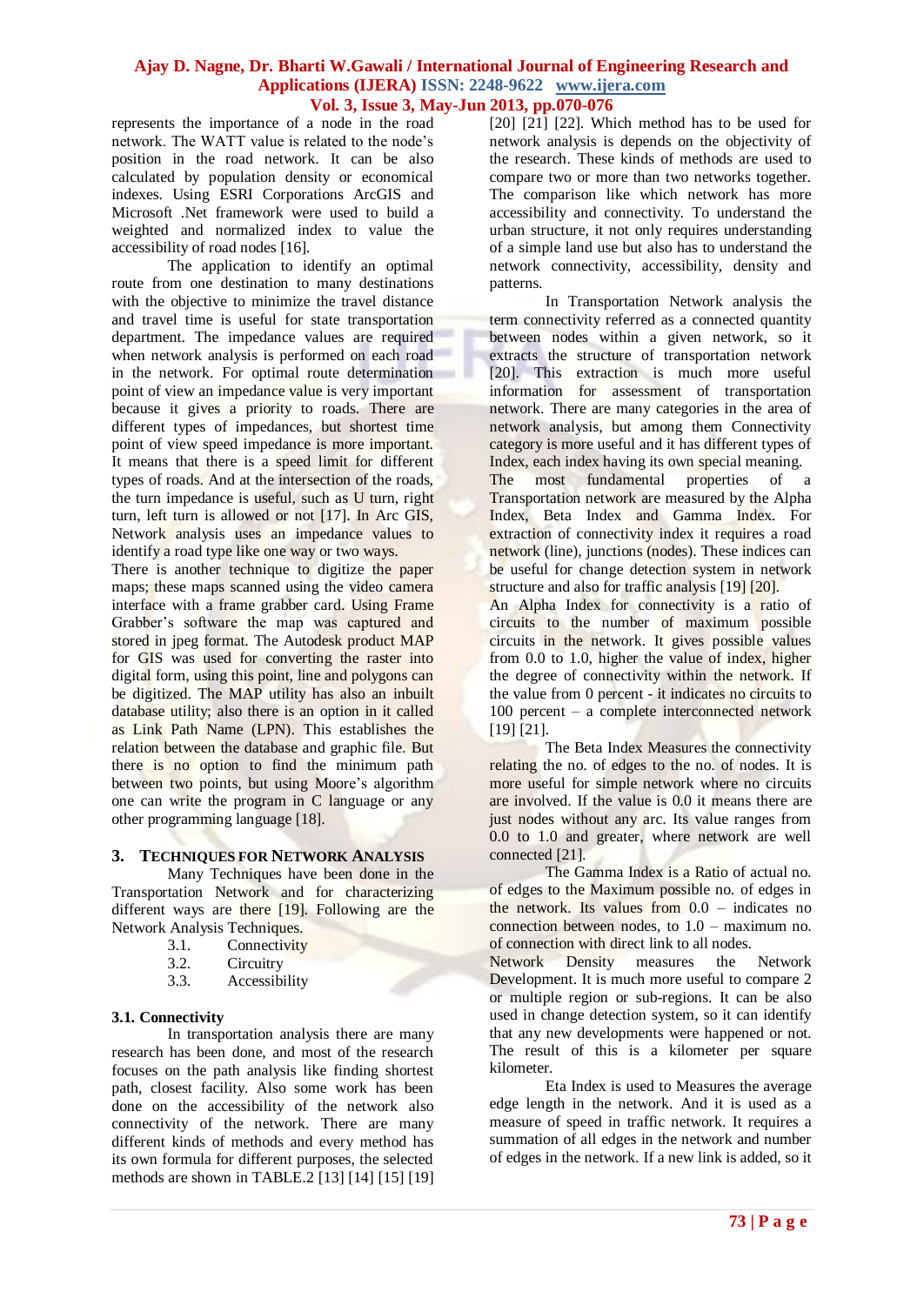represents the importance of a node in the road network. The WATT value is related to the node's position in the road network. It can be also calculated by population density or economical indexes. Using ESRI Corporations ArcGIS and Microsoft .Net framework were used to build a weighted and normalized index to value the accessibility of road nodes [16].

The application to identify an optimal route from one destination to many destinations with the objective to minimize the travel distance and travel time is useful for state transportation department. The impedance values are required when network analysis is performed on each road in the network. For optimal route determination point of view an impedance value is very important because it gives a priority to roads. There are different types of impedances, but shortest time point of view speed impedance is more important. It means that there is a speed limit for different types of roads. And at the intersection of the roads, the turn impedance is useful, such as U turn, right turn, left turn is allowed or not [17]. In Arc GIS, Network analysis uses an impedance values to identify a road type like one way or two ways.

There is another technique to digitize the paper maps; these maps scanned using the video camera interface with a frame grabber card. Using Frame Grabber's software the map was captured and stored in jpeg format. The Autodesk product MAP for GIS was used for converting the raster into digital form, using this point, line and polygons can be digitized. The MAP utility has also an inbuilt database utility; also there is an option in it called as Link Path Name (LPN). This establishes the relation between the database and graphic file. But there is no option to find the minimum path between two points, but using Moore's algorithm one can write the program in C language or any other programming language [18].

## 3. Techniques for Network Analysis

Many Techniques have been done in the Transportation Network and for characterizing different ways are there [19]. Following are the Network Analysis Techniques.

- 3.1. Connectivity
- 3.2. Circuitry
- 3.3. Accessibility

### 3.1. Connectivity

In transportation analysis there are many research has been done, and most of the research focuses on the path analysis like finding shortest path, closest facility. Also some work has been done on the accessibility of the network also connectivity of the network. There are many different kinds of methods and every method has its own formula for different purposes, the selected methods are shown in TABLE.2 [13] [14] [15] [19] [20] [21] [22]. Which method has to be used for network analysis is depends on the objectivity of the research. These kinds of methods are used to compare two or more than two networks together. The comparison like which network has more accessibility and connectivity. To understand the urban structure, it not only requires understanding of a simple land use but also has to understand the network connectivity, accessibility, density and patterns.

In Transportation Network analysis the term connectivity referred as a connected quantity between nodes within a given network, so it extracts the structure of transportation network [20]. This extraction is much more useful information for assessment of transportation network. There are many categories in the area of network analysis, but among them Connectivity category is more useful and it has different types of Index, each index having its own special meaning.

The most fundamental properties of a Transportation network are measured by the Alpha Index, Beta Index and Gamma Index. For extraction of connectivity index it requires a road network (line), junctions (nodes). These indices can be useful for change detection system in network structure and also for traffic analysis [19] [20].

An Alpha Index for connectivity is a ratio of circuits to the number of maximum possible circuits in the network. It gives possible values from 0.0 to 1.0, higher the value of index, higher the degree of connectivity within the network. If the value from 0 percent - it indicates no circuits to 100 percent – a complete interconnected network [19] [21].

The Beta Index Measures the connectivity relating the no. of edges to the no. of nodes. It is more useful for simple network where no circuits are involved. If the value is 0.0 it means there are just nodes without any arc. Its value ranges from 0.0 to 1.0 and greater, where network are well connected [21].

The Gamma Index is a Ratio of actual no. of edges to the Maximum possible no. of edges in the network. Its values from 0.0 – indicates no connection between nodes, to 1.0 – maximum no. of connection with direct link to all nodes.

Network Density measures the Network Development. It is much more useful to compare 2 or multiple region or sub-regions. It can be also used in change detection system, so it can identify that any new developments were happened or not. The result of this is a kilometer per square kilometer.

Eta Index is used to Measures the average edge length in the network. And it is used as a measure of speed in traffic network. It requires a summation of all edges in the network and number of edges in the network. If a new link is added, so it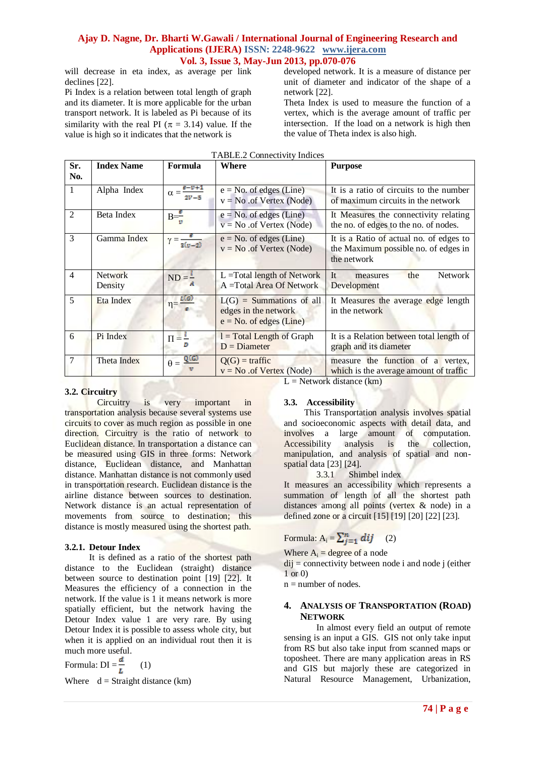will decrease in eta index, as average per link declines [22].

Pi Index is a relation between total length of graph and its diameter. It is more applicable for the urban transport network. It is labeled as Pi because of its similarity with the real PI ($\pi$ = 3.14) value. If the value is high so it indicates that the network is developed network. It is a measure of distance per unit of diameter and indicator of the shape of a network [22].

Theta Index is used to measure the function of a vertex, which is the average amount of traffic per intersection. If the load on a network is high then the value of Theta index is also high.

TABLE.2 Connectivity Indices

| Sr. No. | Index Name | Formula | Where | Purpose |
|---|---|---|---|---|
| 1 | Alpha Index | $\alpha = \frac{e-v+1}{2v-5}$ | e = No. of edges (Line)<br>v = No .of Vertex (Node) | It is a ratio of circuits to the number of maximum circuits in the network |
| 2 | Beta Index | $B=\frac{e}{v}$ | e = No. of edges (Line)<br>v = No .of Vertex (Node) | It Measures the connectivity relating the no. of edges to the no. of nodes. |
| 3 | Gamma Index | $\gamma = \frac{e}{3(v-2)}$ | e = No. of edges (Line)<br>v = No .of Vertex (Node) | It is a Ratio of actual no. of edges to the Maximum possible no. of edges in the network |
| 4 | Network Density | $ND = \frac{L}{A}$ | L =Total length of Network<br>A =Total Area Of Network | It measures the Network Development |
| 5 | Eta Index | $\eta = \frac{L(G)}{e}$ | L(G) = Summations of all edges in the network<br>e = No. of edges (Line) | It Measures the average edge length in the network |
| 6 | Pi Index | $\Pi = \frac{l}{D}$ | l = Total Length of Graph<br>D = Diameter | It is a Relation between total length of graph and its diameter |
| 7 | Theta Index | $\theta = \frac{Q(G)}{v}$ | Q(G) = traffic<br>v = No .of Vertex (Node) | measure the function of a vertex, which is the average amount of traffic |

### 3.2. Circuitry

Circuitry is very important in transportation analysis because several systems use circuits to cover as much region as possible in one direction. Circuitry is the ratio of network to Euclidean distance. In transportation a distance can be measured using GIS in three forms: Network distance, Euclidean distance, and Manhattan distance. Manhattan distance is not commonly used in transportation research. Euclidean distance is the airline distance between sources to destination. Network distance is an actual representation of movements from source to destination; this distance is mostly measured using the shortest path.

#### 3.2.1. Detour Index

It is defined as a ratio of the shortest path distance to the Euclidean (straight) distance between source to destination point [19] [22]. It Measures the efficiency of a connection in the network. If the value is 1 it means network is more spatially efficient, but the network having the Detour Index value 1 are very rare. By using Detour Index it is possible to assess whole city, but when it is applied on an individual rout then it is much more useful.

Formula: $DI = \frac{d}{L}$ (1)

Where d = Straight distance (km)

L = Network distance (km)

### 3.3. Accessibility

This Transportation analysis involves spatial and socioeconomic aspects with detail data, and involves a large amount of computation. Accessibility analysis is the collection, manipulation, and analysis of spatial and non-spatial data [23] [24].

3.3.1 Shimbel index

It measures an accessibility which represents a summation of length of all the shortest path distances among all points (vertex & node) in a defined zone or a circuit [15] [19] [20] [22] [23].

Formula: $A_i = \sum_{j=1}^{n} dij$ (2)

Where $A_i$ = degree of a node

dij = connectivity between node i and node j (either 1 or 0)

n = number of nodes.

## 4. Analysis of Transportation (Road) Network

In almost every field an output of remote sensing is an input a GIS. GIS not only take input from RS but also take input from scanned maps or toposheet. There are many application areas in RS and GIS but majorly these are categorized in Natural Resource Management, Urbanization,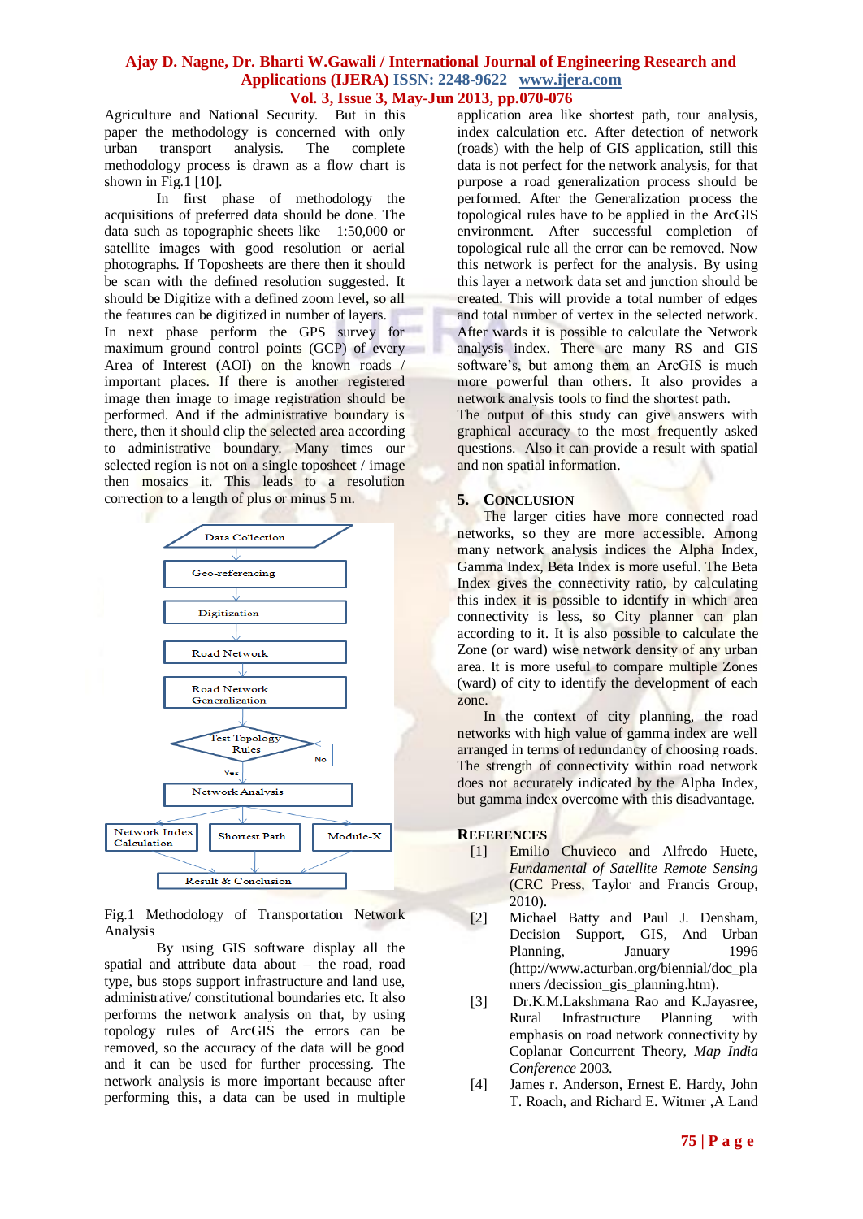Agriculture and National Security. But in this paper the methodology is concerned with only urban transport analysis. The complete methodology process is drawn as a flow chart is shown in Fig.1 [10].

In first phase of methodology the acquisitions of preferred data should be done. The data such as topographic sheets like 1:50,000 or satellite images with good resolution or aerial photographs. If Toposheets are there then it should be scan with the defined resolution suggested. It should be Digitize with a defined zoom level, so all the features can be digitized in number of layers.

In next phase perform the GPS survey for maximum ground control points (GCP) of every Area of Interest (AOI) on the known roads / important places. If there is another registered image then image to image registration should be performed. And if the administrative boundary is there, then it should clip the selected area according to administrative boundary. Many times our selected region is not on a single toposheet / image then mosaics it. This leads to a resolution correction to a length of plus or minus 5 m.

Data Collection → Geo-referencing → Digitization → Road Network → Road Network Generalization → Test Topology Rules (No → back; Yes →) Network Analysis → Network Index Calculation / Shortest Path / Module-X → Result & Conclusion

Fig.1 Methodology of Transportation Network Analysis

By using GIS software display all the spatial and attribute data about – the road, road type, bus stops support infrastructure and land use, administrative/ constitutional boundaries etc. It also performs the network analysis on that, by using topology rules of ArcGIS the errors can be removed, so the accuracy of the data will be good and it can be used for further processing. The network analysis is more important because after performing this, a data can be used in multiple application area like shortest path, tour analysis, index calculation etc. After detection of network (roads) with the help of GIS application, still this data is not perfect for the network analysis, for that purpose a road generalization process should be performed. After the Generalization process the topological rules have to be applied in the ArcGIS environment. After successful completion of topological rule all the error can be removed. Now this network is perfect for the analysis. By using this layer a network data set and junction should be created. This will provide a total number of edges and total number of vertex in the selected network. After wards it is possible to calculate the Network analysis index. There are many RS and GIS software's, but among them an ArcGIS is much more powerful than others. It also provides a network analysis tools to find the shortest path.

The output of this study can give answers with graphical accuracy to the most frequently asked questions. Also it can provide a result with spatial and non spatial information.

## 5. Conclusion

The larger cities have more connected road networks, so they are more accessible. Among many network analysis indices the Alpha Index, Gamma Index, Beta Index is more useful. The Beta Index gives the connectivity ratio, by calculating this index it is possible to identify in which area connectivity is less, so City planner can plan according to it. It is also possible to calculate the Zone (or ward) wise network density of any urban area. It is more useful to compare multiple Zones (ward) of city to identify the development of each zone.

In the context of city planning, the road networks with high value of gamma index are well arranged in terms of redundancy of choosing roads. The strength of connectivity within road network does not accurately indicated by the Alpha Index, but gamma index overcome with this disadvantage.

## References

[1] Emilio Chuvieco and Alfredo Huete, *Fundamental of Satellite Remote Sensing* (CRC Press, Taylor and Francis Group, 2010).

[2] Michael Batty and Paul J. Densham, Decision Support, GIS, And Urban Planning, January 1996 (http://www.acturban.org/biennial/doc_planners /decission_gis_planning.htm).

[3] Dr.K.M.Lakshmana Rao and K.Jayasree, Rural Infrastructure Planning with emphasis on road network connectivity by Coplanar Concurrent Theory, *Map India Conference* 2003.

[4] James r. Anderson, Ernest E. Hardy, John T. Roach, and Richard E. Witmer ,A Land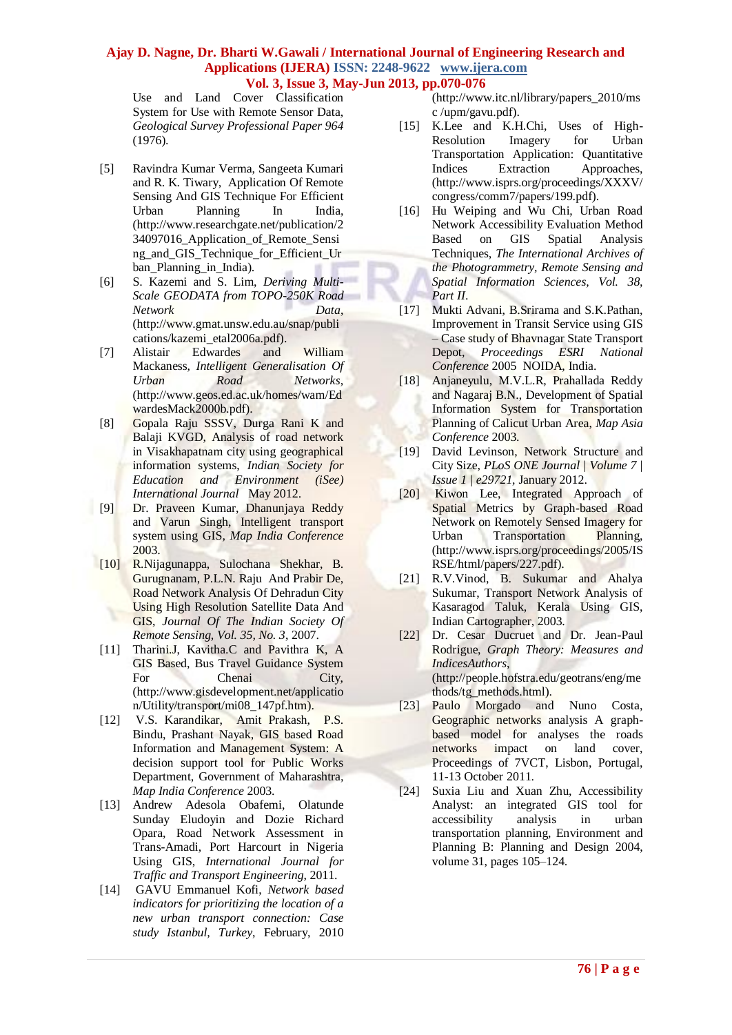Use and Land Cover Classification System for Use with Remote Sensor Data, *Geological Survey Professional Paper 964* (1976).

[5] Ravindra Kumar Verma, Sangeeta Kumari and R. K. Tiwary, Application Of Remote Sensing And GIS Technique For Efficient Urban Planning In India, (http://www.researchgate.net/publication/234097016_Application_of_Remote_Sensing_and_GIS_Technique_for_Efficient_Urban_Planning_in_India).

[6] S. Kazemi and S. Lim, *Deriving Multi-Scale GEODATA from TOPO-250K Road Network Data*, (http://www.gmat.unsw.edu.au/snap/publications/kazemi_etal2006a.pdf).

[7] Alistair Edwardes and William Mackaness, *Intelligent Generalisation Of Urban Road Networks*, (http://www.geos.ed.ac.uk/homes/wam/EdwardesMack2000b.pdf).

[8] Gopala Raju SSSV, Durga Rani K and Balaji KVGD, Analysis of road network in Visakhapatnam city using geographical information systems, *Indian Society for Education and Environment (iSee) International Journal* May 2012.

[9] Dr. Praveen Kumar, Dhanunjaya Reddy and Varun Singh, Intelligent transport system using GIS, *Map India Conference* 2003.

[10] R.Nijagunappa, Sulochana Shekhar, B. Gurugnanam, P.L.N. Raju And Prabir De, Road Network Analysis Of Dehradun City Using High Resolution Satellite Data And GIS, *Journal Of The Indian Society Of Remote Sensing, Vol. 35, No. 3*, 2007.

[11] Tharini.J, Kavithra.C and Pavithra K, A GIS Based, Bus Travel Guidance System For Chenai City, (http://www.gisdevelopment.net/application/Utility/transport/mi08_147pf.htm).

[12] V.S. Karandikar, Amit Prakash, P.S. Bindu, Prashant Nayak, GIS based Road Information and Management System: A decision support tool for Public Works Department, Government of Maharashtra, *Map India Conference* 2003.

[13] Andrew Adesola Obafemi, Olatunde Sunday Eludoyin and Dozie Richard Opara, Road Network Assessment in Trans-Amadi, Port Harcourt in Nigeria Using GIS, *International Journal for Traffic and Transport Engineering*, 2011.

[14] GAVU Emmanuel Kofi, *Network based indicators for prioritizing the location of a new urban transport connection: Case study Istanbul, Turkey*, February, 2010 (http://www.itc.nl/library/papers_2010/msc /upm/gavu.pdf).

[15] K.Lee and K.H.Chi, Uses of High-Resolution Imagery for Urban Transportation Application: Quantitative Indices Extraction Approaches, (http://www.isprs.org/proceedings/XXXV/congress/comm7/papers/199.pdf).

[16] Hu Weiping and Wu Chi, Urban Road Network Accessibility Evaluation Method Based on GIS Spatial Analysis Techniques, *The International Archives of the Photogrammetry, Remote Sensing and Spatial Information Sciences, Vol. 38, Part II*.

[17] Mukti Advani, B.Srirama and S.K.Pathan, Improvement in Transit Service using GIS – Case study of Bhavnagar State Transport Depot, *Proceedings ESRI National Conference* 2005 NOIDA, India.

[18] Anjaneyulu, M.V.L.R, Prahallada Reddy and Nagaraj B.N., Development of Spatial Information System for Transportation Planning of Calicut Urban Area, *Map Asia Conference* 2003.

[19] David Levinson, Network Structure and City Size, *PLoS ONE Journal | Volume 7 | Issue 1 | e29721*, January 2012.

[20] Kiwon Lee, Integrated Approach of Spatial Metrics by Graph-based Road Network on Remotely Sensed Imagery for Urban Transportation Planning, (http://www.isprs.org/proceedings/2005/ISRSE/html/papers/227.pdf).

[21] R.V.Vinod, B. Sukumar and Ahalya Sukumar, Transport Network Analysis of Kasaragod Taluk, Kerala Using GIS, Indian Cartographer, 2003.

[22] Dr. Cesar Ducruet and Dr. Jean-Paul Rodrigue, *Graph Theory: Measures and IndicesAuthors*, (http://people.hofstra.edu/geotrans/eng/methods/tg_methods.html).

[23] Paulo Morgado and Nuno Costa, Geographic networks analysis A graph-based model for analyses the roads networks impact on land cover, Proceedings of 7VCT, Lisbon, Portugal, 11-13 October 2011.

[24] Suxia Liu and Xuan Zhu, Accessibility Analyst: an integrated GIS tool for accessibility analysis in urban transportation planning, Environment and Planning B: Planning and Design 2004, volume 31, pages 105–124.